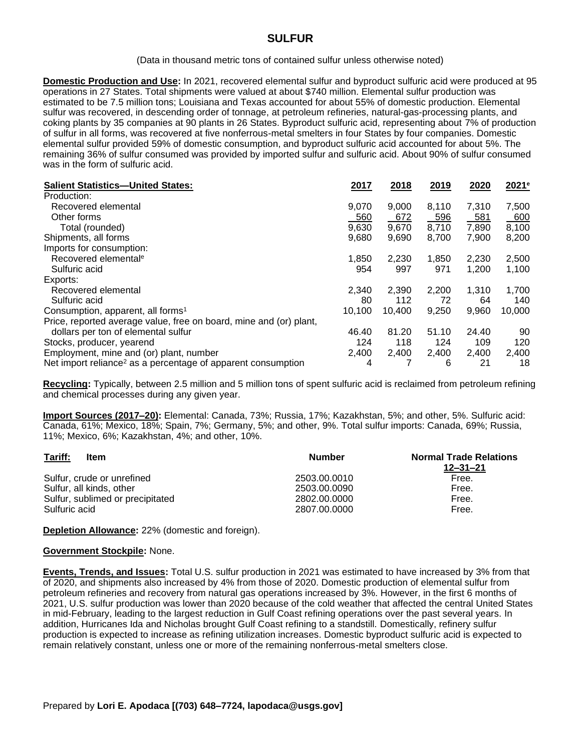# SULFUR

(Data in thousand metric tons of contained sulfur unless otherwise noted)

**Domestic Production and Use:** In 2021, recovered elemental sulfur and byproduct sulfuric acid were produced at 95 operations in 27 States. Total shipments were valued at about $740 million. Elemental sulfur production was estimated to be 7.5 million tons; Louisiana and Texas accounted for about 55% of domestic production. Elemental sulfur was recovered, in descending order of tonnage, at petroleum refineries, natural-gas-processing plants, and coking plants by 35 companies at 90 plants in 26 States. Byproduct sulfuric acid, representing about 7% of production of sulfur in all forms, was recovered at five nonferrous-metal smelters in four States by four companies. Domestic elemental sulfur provided 59% of domestic consumption, and byproduct sulfuric acid accounted for about 5%. The remaining 36% of sulfur consumed was provided by imported sulfur and sulfuric acid. About 90% of sulfur consumed was in the form of sulfuric acid.

| Salient Statistics—United States: | 2017 | 2018 | 2019 | 2020 | 2021[e] |
|---|---|---|---|---|---|
| Production: | | | | | |
| Recovered elemental | 9,070 | 9,000 | 8,110 | 7,310 | 7,500 |
| Other forms | 560 | 672 | 596 | 581 | 600 |
| Total (rounded) | 9,630 | 9,670 | 8,710 | 7,890 | 8,100 |
| Shipments, all forms | 9,680 | 9,690 | 8,700 | 7,900 | 8,200 |
| Imports for consumption: | | | | | |
| Recovered elemental[e] | 1,850 | 2,230 | 1,850 | 2,230 | 2,500 |
| Sulfuric acid | 954 | 997 | 971 | 1,200 | 1,100 |
| Exports: | | | | | |
| Recovered elemental | 2,340 | 2,390 | 2,200 | 1,310 | 1,700 |
| Sulfuric acid | 80 | 112 | 72 | 64 | 140 |
| Consumption, apparent, all forms[1] | 10,100 | 10,400 | 9,250 | 9,960 | 10,000 |
| Price, reported average value, free on board, mine and (or) plant, dollars per ton of elemental sulfur | 46.40 | 81.20 | 51.10 | 24.40 | 90 |
| Stocks, producer, yearend | 124 | 118 | 124 | 109 | 120 |
| Employment, mine and (or) plant, number | 2,400 | 2,400 | 2,400 | 2,400 | 2,400 |
| Net import reliance[2] as a percentage of apparent consumption | 4 | 7 | 6 | 21 | 18 |

**Recycling:** Typically, between 2.5 million and 5 million tons of spent sulfuric acid is reclaimed from petroleum refining and chemical processes during any given year.

**Import Sources (2017–20):** Elemental: Canada, 73%; Russia, 17%; Kazakhstan, 5%; and other, 5%. Sulfuric acid: Canada, 61%; Mexico, 18%; Spain, 7%; Germany, 5%; and other, 9%. Total sulfur imports: Canada, 69%; Russia, 11%; Mexico, 6%; Kazakhstan, 4%; and other, 10%.

| Tariff: Item | Number | Normal Trade Relations 12–31–21 |
|---|---|---|
| Sulfur, crude or unrefined | 2503.00.0010 | Free. |
| Sulfur, all kinds, other | 2503.00.0090 | Free. |
| Sulfur, sublimed or precipitated | 2802.00.0000 | Free. |
| Sulfuric acid | 2807.00.0000 | Free. |

**Depletion Allowance:** 22% (domestic and foreign).

**Government Stockpile:** None.

**Events, Trends, and Issues:** Total U.S. sulfur production in 2021 was estimated to have increased by 3% from that of 2020, and shipments also increased by 4% from those of 2020. Domestic production of elemental sulfur from petroleum refineries and recovery from natural gas operations increased by 3%. However, in the first 6 months of 2021, U.S. sulfur production was lower than 2020 because of the cold weather that affected the central United States in mid-February, leading to the largest reduction in Gulf Coast refining operations over the past several years. In addition, Hurricanes Ida and Nicholas brought Gulf Coast refining to a standstill. Domestically, refinery sulfur production is expected to increase as refining utilization increases. Domestic byproduct sulfuric acid is expected to remain relatively constant, unless one or more of the remaining nonferrous-metal smelters close.

Prepared by **Lori E. Apodaca [(703) 648–7724, lapodaca@usgs.gov]**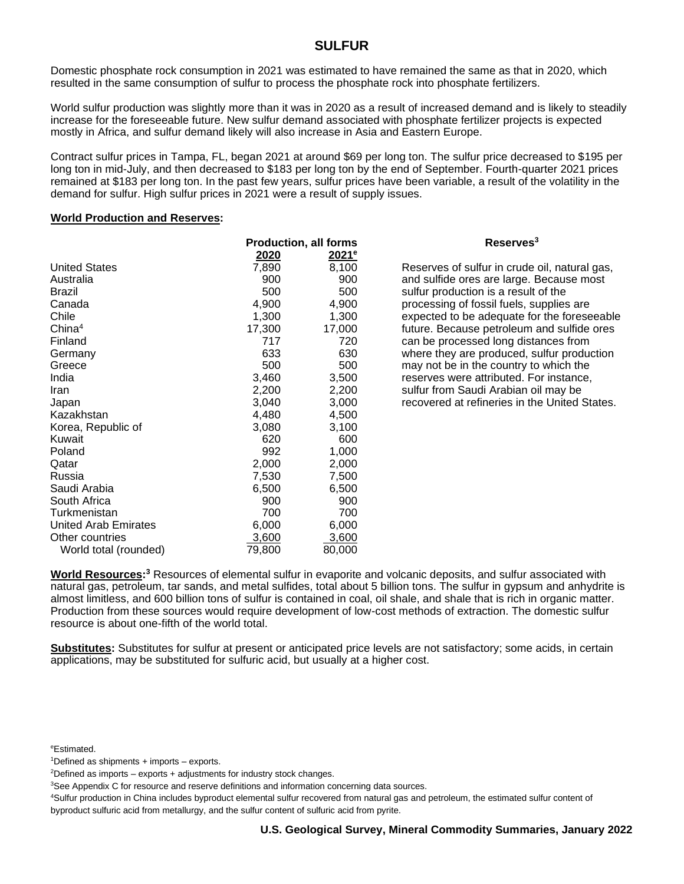# SULFUR

Domestic phosphate rock consumption in 2021 was estimated to have remained the same as that in 2020, which resulted in the same consumption of sulfur to process the phosphate rock into phosphate fertilizers.

World sulfur production was slightly more than it was in 2020 as a result of increased demand and is likely to steadily increase for the foreseeable future. New sulfur demand associated with phosphate fertilizer projects is expected mostly in Africa, and sulfur demand likely will also increase in Asia and Eastern Europe.

Contract sulfur prices in Tampa, FL, began 2021 at around $69 per long ton. The sulfur price decreased to $195 per long ton in mid-July, and then decreased to $183 per long ton by the end of September. Fourth-quarter 2021 prices remained at $183 per long ton. In the past few years, sulfur prices have been variable, a result of the volatility in the demand for sulfur. High sulfur prices in 2021 were a result of supply issues.

**World Production and Reserves:**

| | Production, all forms | |
|---|---|---|
| | 2020 | 2021[e] |
| United States | 7,890 | 8,100 |
| Australia | 900 | 900 |
| Brazil | 500 | 500 |
| Canada | 4,900 | 4,900 |
| Chile | 1,300 | 1,300 |
| China[4] | 17,300 | 17,000 |
| Finland | 717 | 720 |
| Germany | 633 | 630 |
| Greece | 500 | 500 |
| India | 3,460 | 3,500 |
| Iran | 2,200 | 2,200 |
| Japan | 3,040 | 3,000 |
| Kazakhstan | 4,480 | 4,500 |
| Korea, Republic of | 3,080 | 3,100 |
| Kuwait | 620 | 600 |
| Poland | 992 | 1,000 |
| Qatar | 2,000 | 2,000 |
| Russia | 7,530 | 7,500 |
| Saudi Arabia | 6,500 | 6,500 |
| South Africa | 900 | 900 |
| Turkmenistan | 700 | 700 |
| United Arab Emirates | 6,000 | 6,000 |
| Other countries | 3,600 | 3,600 |
| World total (rounded) | 79,800 | 80,000 |

**Reserves[3]**

Reserves of sulfur in crude oil, natural gas, and sulfide ores are large. Because most sulfur production is a result of the processing of fossil fuels, supplies are expected to be adequate for the foreseeable future. Because petroleum and sulfide ores can be processed long distances from where they are produced, sulfur production may not be in the country to which the reserves were attributed. For instance, sulfur from Saudi Arabian oil may be recovered at refineries in the United States.

**World Resources:[3]** Resources of elemental sulfur in evaporite and volcanic deposits, and sulfur associated with natural gas, petroleum, tar sands, and metal sulfides, total about 5 billion tons. The sulfur in gypsum and anhydrite is almost limitless, and 600 billion tons of sulfur is contained in coal, oil shale, and shale that is rich in organic matter. Production from these sources would require development of low-cost methods of extraction. The domestic sulfur resource is about one-fifth of the world total.

**Substitutes:** Substitutes for sulfur at present or anticipated price levels are not satisfactory; some acids, in certain applications, may be substituted for sulfuric acid, but usually at a higher cost.

[e]Estimated.

[1]Defined as shipments + imports – exports.

[2]Defined as imports – exports + adjustments for industry stock changes.

[3]See Appendix C for resource and reserve definitions and information concerning data sources.

[4]Sulfur production in China includes byproduct elemental sulfur recovered from natural gas and petroleum, the estimated sulfur content of byproduct sulfuric acid from metallurgy, and the sulfur content of sulfuric acid from pyrite.